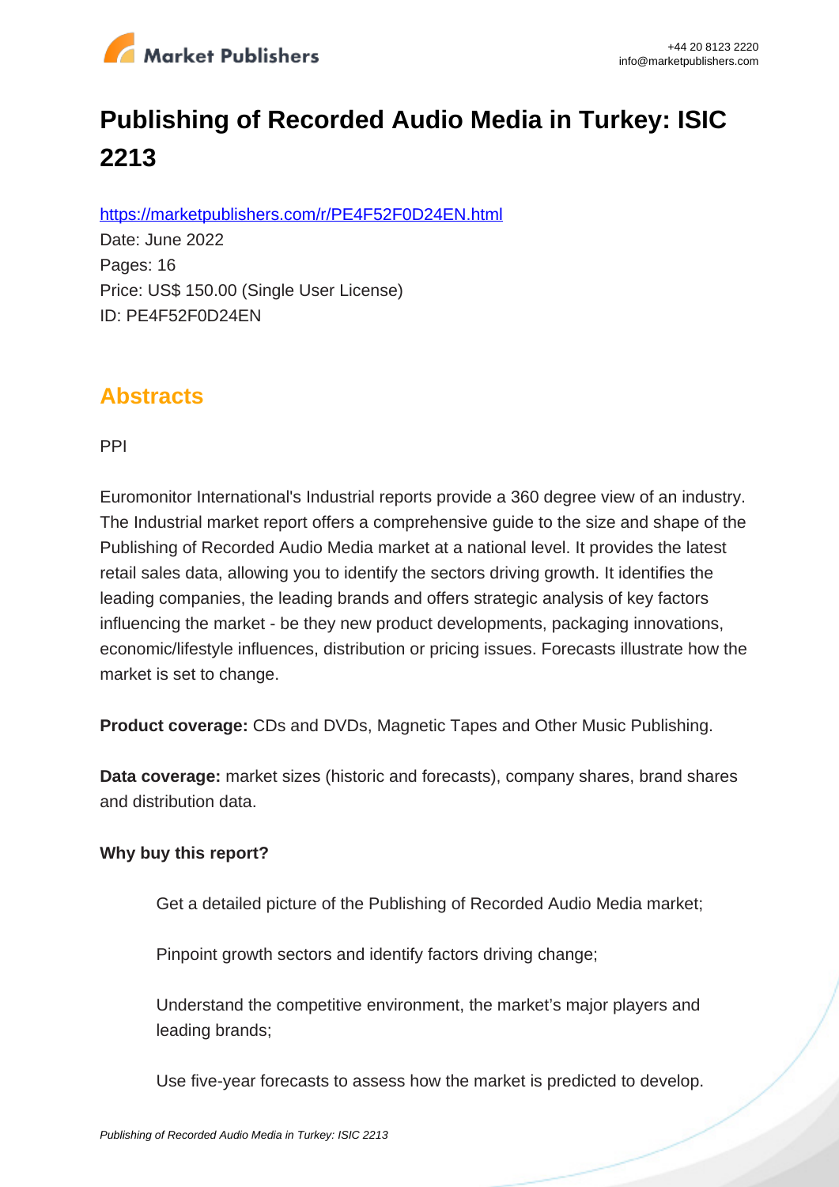# Publishing of Recorded Audio Media in Turkey: ISIC 2213

https://marketpublishers.com/r/PE4F52F0D24EN.html

Date: June 2022

Pages: 16

Price: US$ 150.00 (Single User License)

ID: PE4F52F0D24EN

## Abstracts

PPI

Euromonitor International's Industrial reports provide a 360 degree view of an industry. The Industrial market report offers a comprehensive guide to the size and shape of the Publishing of Recorded Audio Media market at a national level. It provides the latest retail sales data, allowing you to identify the sectors driving growth. It identifies the leading companies, the leading brands and offers strategic analysis of key factors influencing the market - be they new product developments, packaging innovations, economic/lifestyle influences, distribution or pricing issues. Forecasts illustrate how the market is set to change.

**Product coverage:** CDs and DVDs, Magnetic Tapes and Other Music Publishing.

**Data coverage:** market sizes (historic and forecasts), company shares, brand shares and distribution data.

**Why buy this report?**

- Get a detailed picture of the Publishing of Recorded Audio Media market;
- Pinpoint growth sectors and identify factors driving change;
- Understand the competitive environment, the market's major players and leading brands;
- Use five-year forecasts to assess how the market is predicted to develop.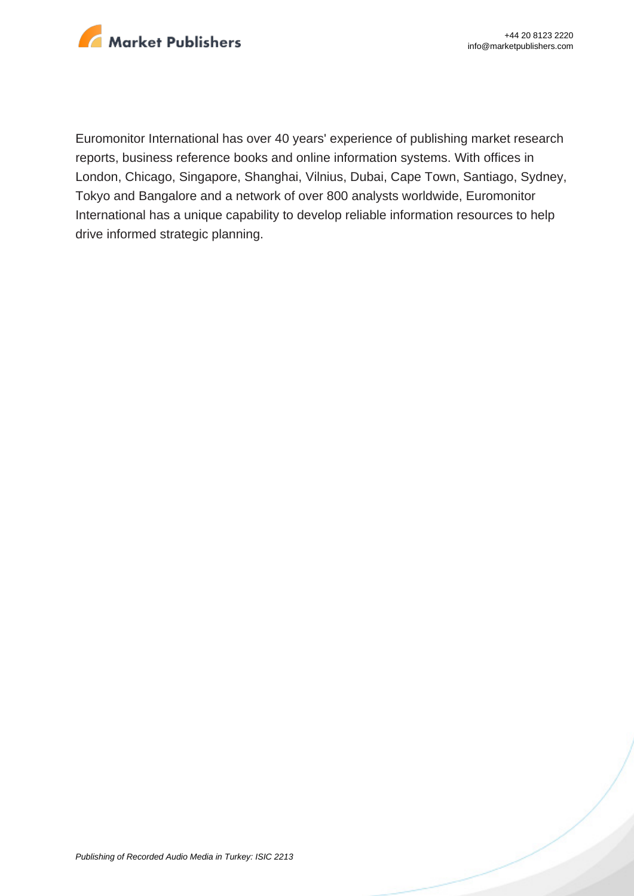Euromonitor International has over 40 years' experience of publishing market research reports, business reference books and online information systems. With offices in London, Chicago, Singapore, Shanghai, Vilnius, Dubai, Cape Town, Santiago, Sydney, Tokyo and Bangalore and a network of over 800 analysts worldwide, Euromonitor International has a unique capability to develop reliable information resources to help drive informed strategic planning.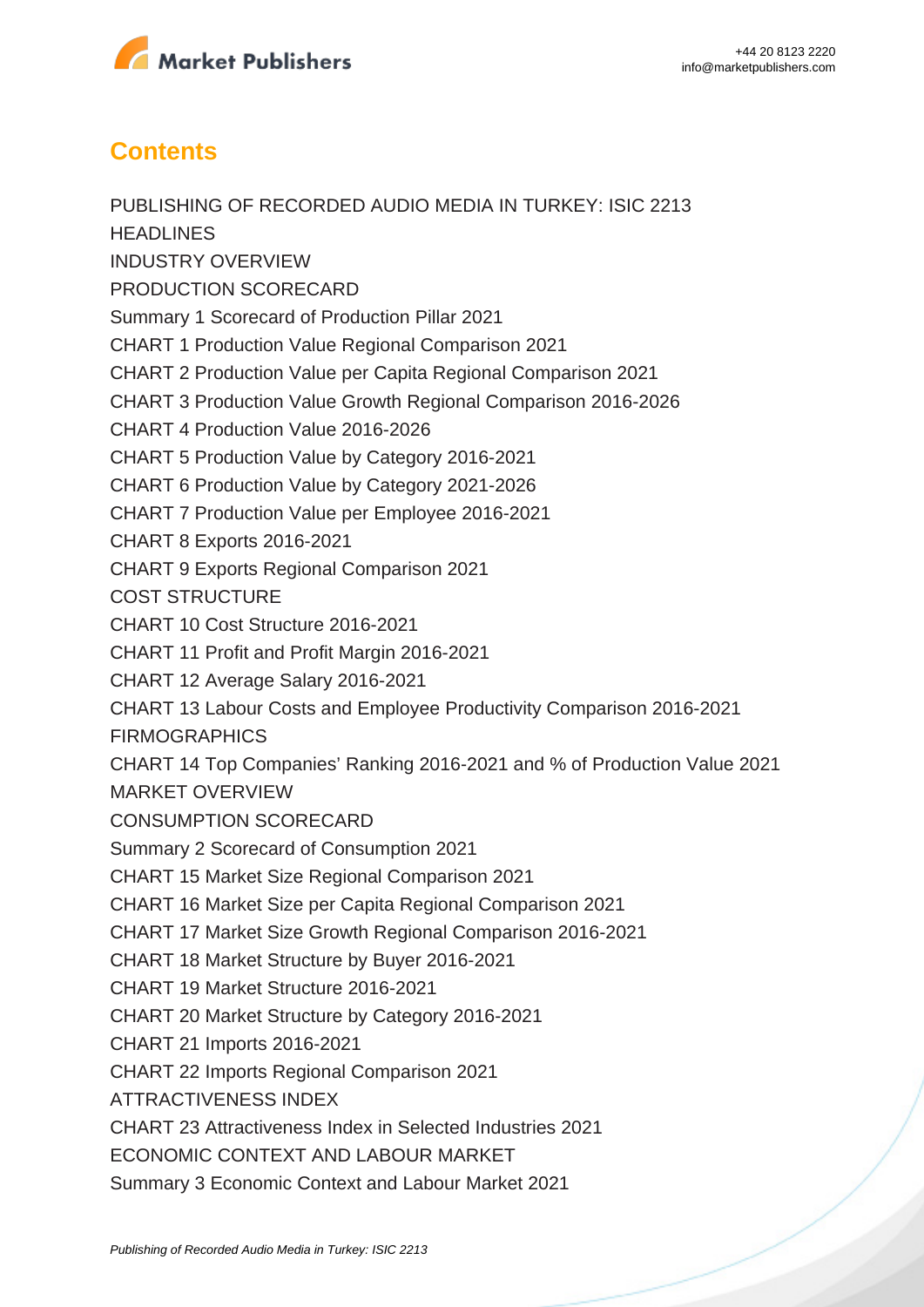## Contents

PUBLISHING OF RECORDED AUDIO MEDIA IN TURKEY: ISIC 2213

HEADLINES

INDUSTRY OVERVIEW

PRODUCTION SCORECARD

Summary 1 Scorecard of Production Pillar 2021

CHART 1 Production Value Regional Comparison 2021

CHART 2 Production Value per Capita Regional Comparison 2021

CHART 3 Production Value Growth Regional Comparison 2016-2026

CHART 4 Production Value 2016-2026

CHART 5 Production Value by Category 2016-2021

CHART 6 Production Value by Category 2021-2026

CHART 7 Production Value per Employee 2016-2021

CHART 8 Exports 2016-2021

CHART 9 Exports Regional Comparison 2021

COST STRUCTURE

CHART 10 Cost Structure 2016-2021

CHART 11 Profit and Profit Margin 2016-2021

CHART 12 Average Salary 2016-2021

CHART 13 Labour Costs and Employee Productivity Comparison 2016-2021

FIRMOGRAPHICS

CHART 14 Top Companies' Ranking 2016-2021 and % of Production Value 2021

MARKET OVERVIEW

CONSUMPTION SCORECARD

Summary 2 Scorecard of Consumption 2021

CHART 15 Market Size Regional Comparison 2021

CHART 16 Market Size per Capita Regional Comparison 2021

CHART 17 Market Size Growth Regional Comparison 2016-2021

CHART 18 Market Structure by Buyer 2016-2021

CHART 19 Market Structure 2016-2021

CHART 20 Market Structure by Category 2016-2021

CHART 21 Imports 2016-2021

CHART 22 Imports Regional Comparison 2021

ATTRACTIVENESS INDEX

CHART 23 Attractiveness Index in Selected Industries 2021

ECONOMIC CONTEXT AND LABOUR MARKET

Summary 3 Economic Context and Labour Market 2021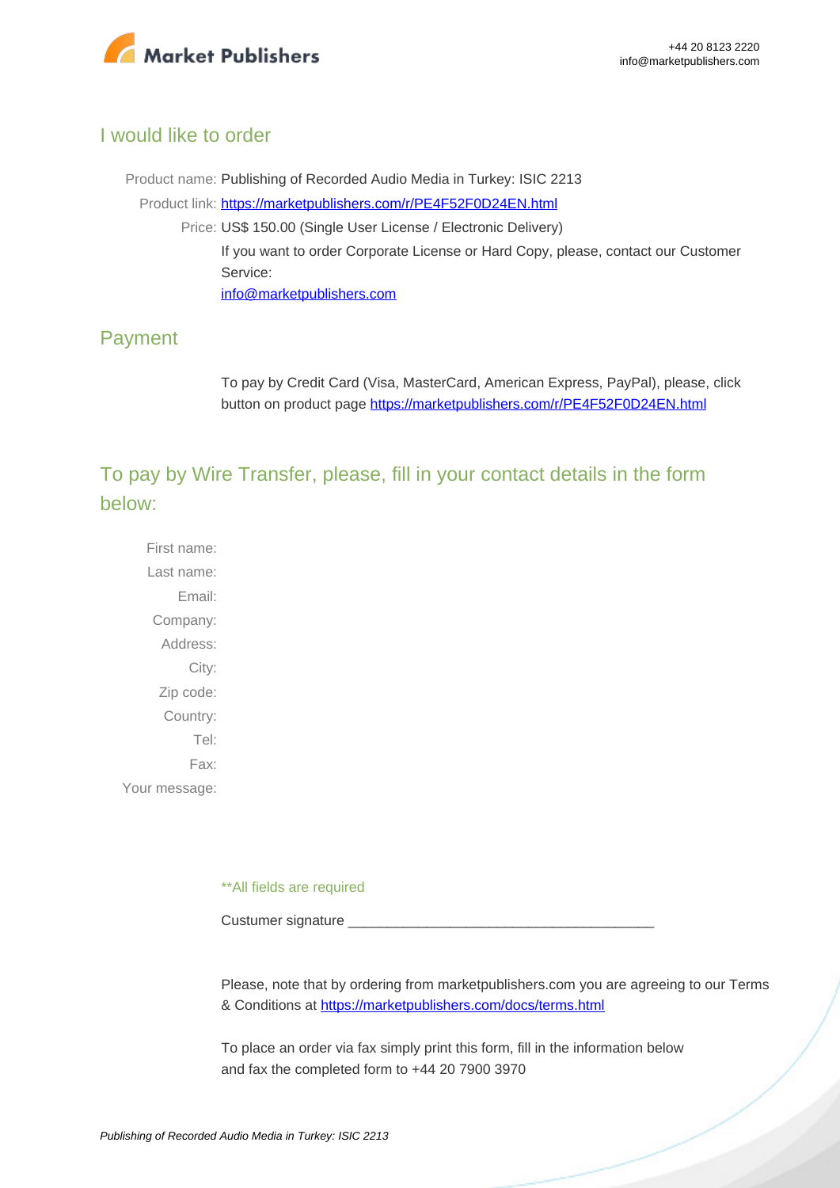## I would like to order

Product name: Publishing of Recorded Audio Media in Turkey: ISIC 2213

Product link: [https://marketpublishers.com/r/PE4F52F0D24EN.html](https://marketpublishers.com/r/PE4F52F0D24EN.html)

Price: US$ 150.00 (Single User License / Electronic Delivery)

If you want to order Corporate License or Hard Copy, please, contact our Customer Service:

[info@marketpublishers.com](mailto:info@marketpublishers.com)

## Payment

To pay by Credit Card (Visa, MasterCard, American Express, PayPal), please, click button on product page [https://marketpublishers.com/r/PE4F52F0D24EN.html](https://marketpublishers.com/r/PE4F52F0D24EN.html)

## To pay by Wire Transfer, please, fill in your contact details in the form below:

First name:

Last name:

Email:

Company:

Address:

City:

Zip code:

Country:

Tel:

Fax:

Your message:

**All fields are required

Custumer signature _______________________________________

Please, note that by ordering from marketpublishers.com you are agreeing to our Terms & Conditions at [https://marketpublishers.com/docs/terms.html](https://marketpublishers.com/docs/terms.html)

To place an order via fax simply print this form, fill in the information below and fax the completed form to +44 20 7900 3970